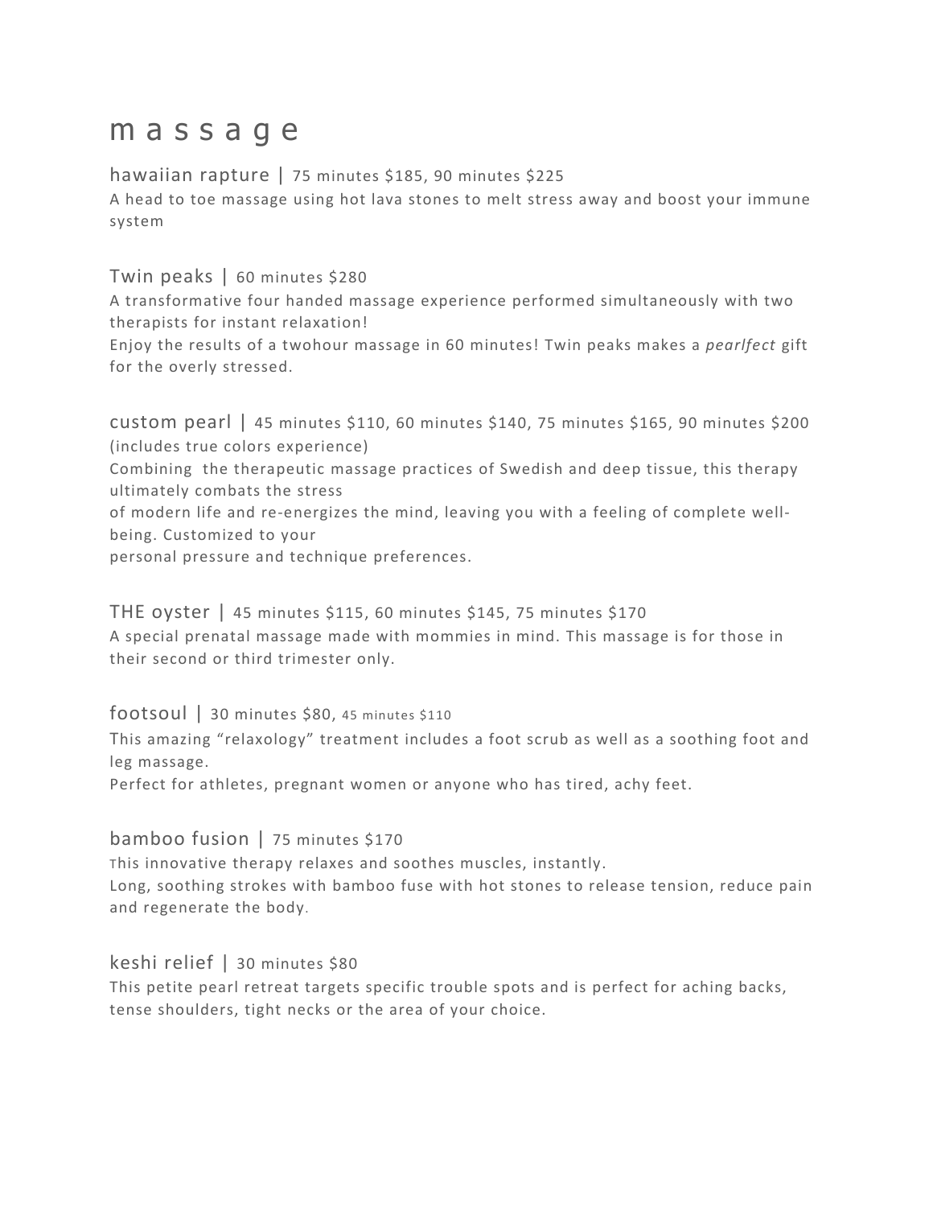# m a s s a g e

## hawaiian rapture | 75 minutes $185, 90 minutes $225

A head to toe massage using hot lava stones to melt stress away and boost your immune system

## Twin peaks | 60 minutes $280

A transformative four handed massage experience performed simultaneously with two therapists for instant relaxation!
Enjoy the results of a twohour massage in 60 minutes! Twin peaks makes a *pearlfect* gift for the overly stressed.

## custom pearl | 45 minutes $110, 60 minutes $140, 75 minutes $165, 90 minutes $200 (includes true colors experience)

Combining the therapeutic massage practices of Swedish and deep tissue, this therapy ultimately combats the stress of modern life and re-energizes the mind, leaving you with a feeling of complete well-being. Customized to your personal pressure and technique preferences.

## THE oyster | 45 minutes $115, 60 minutes $145, 75 minutes $170

A special prenatal massage made with mommies in mind. This massage is for those in their second or third trimester only.

## footsoul | 30 minutes $80, 45 minutes $110

This amazing "relaxology" treatment includes a foot scrub as well as a soothing foot and leg massage.
Perfect for athletes, pregnant women or anyone who has tired, achy feet.

## bamboo fusion | 75 minutes $170

This innovative therapy relaxes and soothes muscles, instantly.
Long, soothing strokes with bamboo fuse with hot stones to release tension, reduce pain and regenerate the body.

## keshi relief | 30 minutes $80

This petite pearl retreat targets specific trouble spots and is perfect for aching backs, tense shoulders, tight necks or the area of your choice.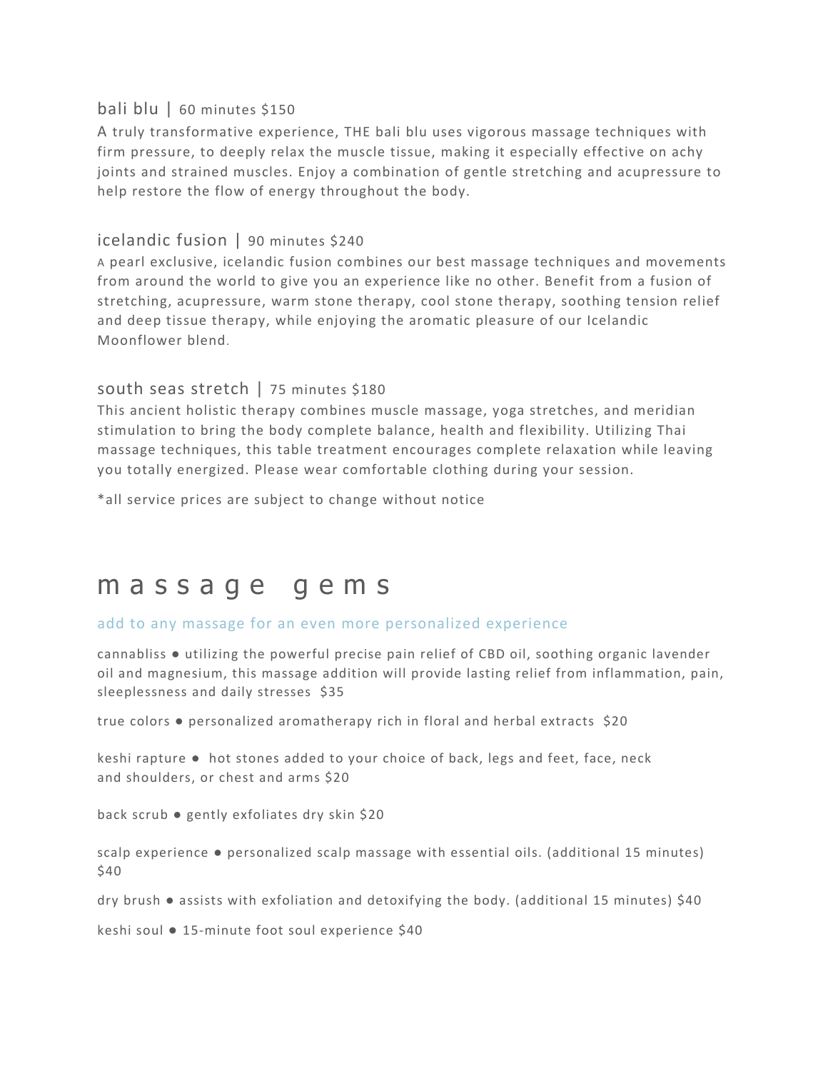### bali blu | 60 minutes $150

A truly transformative experience, THE bali blu uses vigorous massage techniques with firm pressure, to deeply relax the muscle tissue, making it especially effective on achy joints and strained muscles. Enjoy a combination of gentle stretching and acupressure to help restore the flow of energy throughout the body.

### icelandic fusion | 90 minutes $240

A pearl exclusive, icelandic fusion combines our best massage techniques and movements from around the world to give you an experience like no other. Benefit from a fusion of stretching, acupressure, warm stone therapy, cool stone therapy, soothing tension relief and deep tissue therapy, while enjoying the aromatic pleasure of our Icelandic Moonflower blend.

### south seas stretch | 75 minutes $180

This ancient holistic therapy combines muscle massage, yoga stretches, and meridian stimulation to bring the body complete balance, health and flexibility. Utilizing Thai massage techniques, this table treatment encourages complete relaxation while leaving you totally energized. Please wear comfortable clothing during your session.

*all service prices are subject to change without notice

## massage gems

add to any massage for an even more personalized experience

cannabliss ● utilizing the powerful precise pain relief of CBD oil, soothing organic lavender oil and magnesium, this massage addition will provide lasting relief from inflammation, pain, sleeplessness and daily stresses $35

true colors ● personalized aromatherapy rich in floral and herbal extracts $20

keshi rapture ● hot stones added to your choice of back, legs and feet, face, neck and shoulders, or chest and arms $20

back scrub ● gently exfoliates dry skin $20

scalp experience ● personalized scalp massage with essential oils. (additional 15 minutes) $40

dry brush ● assists with exfoliation and detoxifying the body. (additional 15 minutes) $40

keshi soul ● 15-minute foot soul experience $40